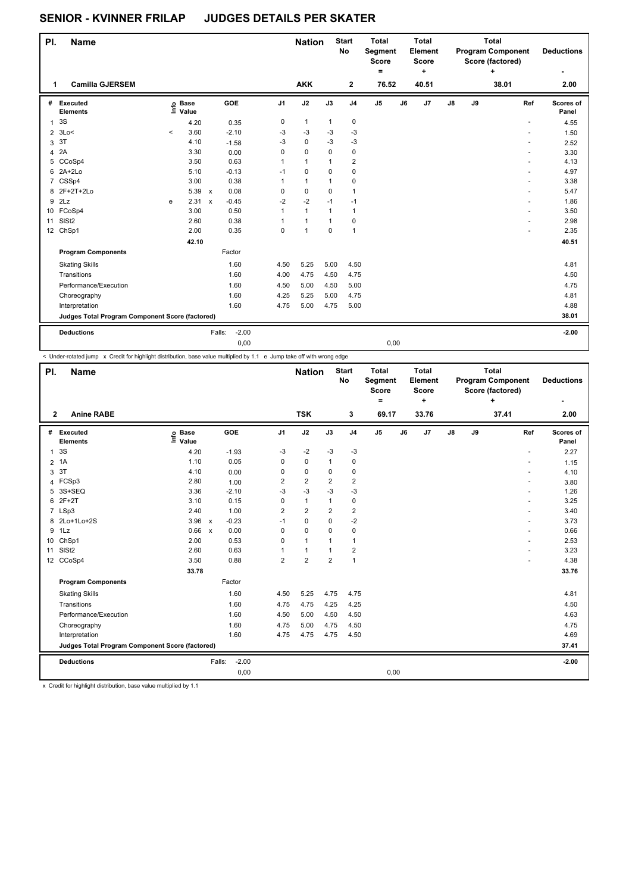# SENIOR - KVINNER FRILAP    JUDGES DETAILS PER SKATER

| Pl. | Name | Nation | Start No | Total Segment Score = | Total Element Score + | Total Program Component Score (factored) + | Deductions - |
|---|---|---|---|---|---|---|---|
| 1 | Camilla GJERSEM | AKK | 2 | 76.52 | 40.51 | 38.01 | 2.00 |

| # | Executed Elements | Info | Base Value | | GOE | J1 | J2 | J3 | J4 | J5 | J6 | J7 | J8 | J9 | Ref | Scores of Panel |
|---|---|---|---|---|---|---|---|---|---|---|---|---|---|---|---|---|
| 1 | 3S | | 4.20 | | 0.35 | 0 | 1 | 1 | 0 | | | | | | - | 4.55 |
| 2 | 3Lo< | < | 3.60 | | -2.10 | -3 | -3 | -3 | -3 | | | | | | - | 1.50 |
| 3 | 3T | | 4.10 | | -1.58 | -3 | 0 | -3 | -3 | | | | | | - | 2.52 |
| 4 | 2A | | 3.30 | | 0.00 | 0 | 0 | 0 | 0 | | | | | | - | 3.30 |
| 5 | CCoSp4 | | 3.50 | | 0.63 | 1 | 1 | 1 | 2 | | | | | | - | 4.13 |
| 6 | 2A+2Lo | | 5.10 | | -0.13 | -1 | 0 | 0 | 0 | | | | | | - | 4.97 |
| 7 | CSSp4 | | 3.00 | | 0.38 | 1 | 1 | 1 | 0 | | | | | | - | 3.38 |
| 8 | 2F+2T+2Lo | | 5.39 | x | 0.08 | 0 | 0 | 0 | 1 | | | | | | - | 5.47 |
| 9 | 2Lz | e | 2.31 | x | -0.45 | -2 | -2 | -1 | -1 | | | | | | - | 1.86 |
| 10 | FCoSp4 | | 3.00 | | 0.50 | 1 | 1 | 1 | 1 | | | | | | - | 3.50 |
| 11 | SlSt2 | | 2.60 | | 0.38 | 1 | 1 | 1 | 0 | | | | | | - | 2.98 |
| 12 | ChSp1 | | 2.00 | | 0.35 | 0 | 1 | 0 | 1 | | | | | | - | 2.35 |
| | | | 42.10 | | | | | | | | | | | | | 40.51 |
| | **Program Components** | | | | Factor | | | | | | | | | | | |
| | Skating Skills | | | | 1.60 | 4.50 | 5.25 | 5.00 | 4.50 | | | | | | | 4.81 |
| | Transitions | | | | 1.60 | 4.00 | 4.75 | 4.50 | 4.75 | | | | | | | 4.50 |
| | Performance/Execution | | | | 1.60 | 4.50 | 5.00 | 4.50 | 5.00 | | | | | | | 4.75 |
| | Choreography | | | | 1.60 | 4.25 | 5.25 | 5.00 | 4.75 | | | | | | | 4.81 |
| | Interpretation | | | | 1.60 | 4.75 | 5.00 | 4.75 | 5.00 | | | | | | | 4.88 |
| | **Judges Total Program Component Score (factored)** | | | | | | | | | | | | | | | 38.01 |
| | **Deductions** | | | Falls: | -2.00 | | | | | | | | | | | -2.00 |
| | | | | | 0,00 | | | | | 0,00 | | | | | | |

< Under-rotated jump x Credit for highlight distribution, base value multiplied by 1.1 e Jump take off with wrong edge

| Pl. | Name | Nation | Start No | Total Segment Score = | Total Element Score + | Total Program Component Score (factored) + | Deductions - |
|---|---|---|---|---|---|---|---|
| 2 | Anine RABE | TSK | 3 | 69.17 | 33.76 | 37.41 | 2.00 |

| # | Executed Elements | Info | Base Value | | GOE | J1 | J2 | J3 | J4 | J5 | J6 | J7 | J8 | J9 | Ref | Scores of Panel |
|---|---|---|---|---|---|---|---|---|---|---|---|---|---|---|---|---|
| 1 | 3S | | 4.20 | | -1.93 | -3 | -2 | -3 | -3 | | | | | | - | 2.27 |
| 2 | 1A | | 1.10 | | 0.05 | 0 | 0 | 1 | 0 | | | | | | - | 1.15 |
| 3 | 3T | | 4.10 | | 0.00 | 0 | 0 | 0 | 0 | | | | | | - | 4.10 |
| 4 | FCSp3 | | 2.80 | | 1.00 | 2 | 2 | 2 | 2 | | | | | | - | 3.80 |
| 5 | 3S+SEQ | | 3.36 | | -2.10 | -3 | -3 | -3 | -3 | | | | | | - | 1.26 |
| 6 | 2F+2T | | 3.10 | | 0.15 | 0 | 1 | 1 | 0 | | | | | | - | 3.25 |
| 7 | LSp3 | | 2.40 | | 1.00 | 2 | 2 | 2 | 2 | | | | | | - | 3.40 |
| 8 | 2Lo+1Lo+2S | | 3.96 | x | -0.23 | -1 | 0 | 0 | -2 | | | | | | - | 3.73 |
| 9 | 1Lz | | 0.66 | x | 0.00 | 0 | 0 | 0 | 0 | | | | | | - | 0.66 |
| 10 | ChSp1 | | 2.00 | | 0.53 | 0 | 1 | 1 | 1 | | | | | | - | 2.53 |
| 11 | SlSt2 | | 2.60 | | 0.63 | 1 | 1 | 1 | 2 | | | | | | - | 3.23 |
| 12 | CCoSp4 | | 3.50 | | 0.88 | 2 | 2 | 2 | 1 | | | | | | - | 4.38 |
| | | | 33.78 | | | | | | | | | | | | | 33.76 |
| | **Program Components** | | | | Factor | | | | | | | | | | | |
| | Skating Skills | | | | 1.60 | 4.50 | 5.25 | 4.75 | 4.75 | | | | | | | 4.81 |
| | Transitions | | | | 1.60 | 4.75 | 4.75 | 4.25 | 4.25 | | | | | | | 4.50 |
| | Performance/Execution | | | | 1.60 | 4.50 | 5.00 | 4.50 | 4.50 | | | | | | | 4.63 |
| | Choreography | | | | 1.60 | 4.75 | 5.00 | 4.75 | 4.50 | | | | | | | 4.75 |
| | Interpretation | | | | 1.60 | 4.75 | 4.75 | 4.75 | 4.50 | | | | | | | 4.69 |
| | **Judges Total Program Component Score (factored)** | | | | | | | | | | | | | | | 37.41 |
| | **Deductions** | | | Falls: | -2.00 | | | | | | | | | | | -2.00 |
| | | | | | 0,00 | | | | | 0,00 | | | | | | |

x Credit for highlight distribution, base value multiplied by 1.1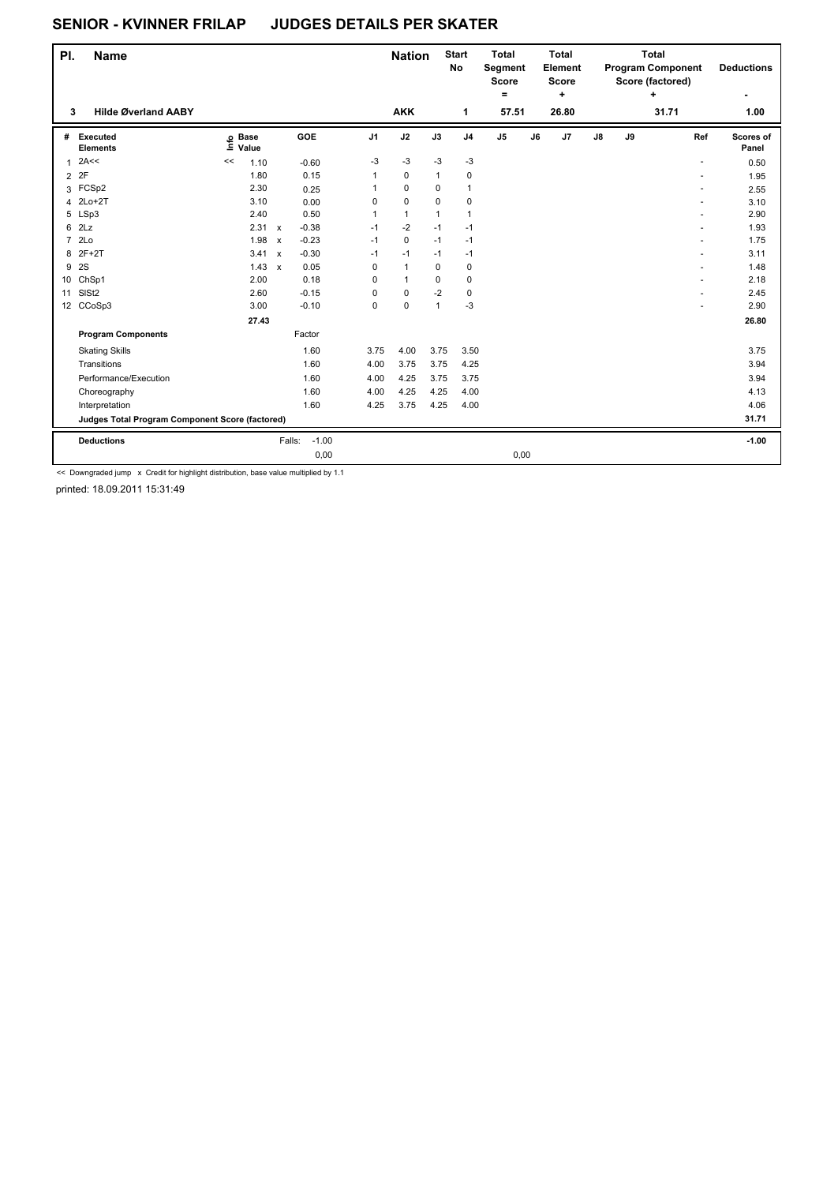# SENIOR - KVINNER FRILAP JUDGES DETAILS PER SKATER

| Pl. | Name | Nation | Start No | Total Segment Score = | Total Element Score + | Total Program Component Score (factored) + | Deductions - |
|---|---|---|---|---|---|---|---|
| 3 | Hilde Øverland AABY | AKK | 1 | 57.51 | 26.80 | 31.71 | 1.00 |

| # | Executed Elements | Info | Base Value | | GOE | J1 | J2 | J3 | J4 | J5 | J6 | J7 | J8 | J9 | Ref | Scores of Panel |
|---|---|---|---|---|---|---|---|---|---|---|---|---|---|---|---|---|
| 1 | 2A<< | << | 1.10 | | -0.60 | -3 | -3 | -3 | -3 | | | | | | - | 0.50 |
| 2 | 2F | | 1.80 | | 0.15 | 1 | 0 | 1 | 0 | | | | | | - | 1.95 |
| 3 | FCSp2 | | 2.30 | | 0.25 | 1 | 0 | 0 | 1 | | | | | | - | 2.55 |
| 4 | 2Lo+2T | | 3.10 | | 0.00 | 0 | 0 | 0 | 0 | | | | | | - | 3.10 |
| 5 | LSp3 | | 2.40 | | 0.50 | 1 | 1 | 1 | 1 | | | | | | - | 2.90 |
| 6 | 2Lz | | 2.31 | x | -0.38 | -1 | -2 | -1 | -1 | | | | | | - | 1.93 |
| 7 | 2Lo | | 1.98 | x | -0.23 | -1 | 0 | -1 | -1 | | | | | | - | 1.75 |
| 8 | 2F+2T | | 3.41 | x | -0.30 | -1 | -1 | -1 | -1 | | | | | | - | 3.11 |
| 9 | 2S | | 1.43 | x | 0.05 | 0 | 1 | 0 | 0 | | | | | | - | 1.48 |
| 10 | ChSp1 | | 2.00 | | 0.18 | 0 | 1 | 0 | 0 | | | | | | - | 2.18 |
| 11 | SlSt2 | | 2.60 | | -0.15 | 0 | 0 | -2 | 0 | | | | | | - | 2.45 |
| 12 | CCoSp3 | | 3.00 | | -0.10 | 0 | 0 | 1 | -3 | | | | | | - | 2.90 |
| | | | 27.43 | | | | | | | | | | | | | 26.80 |
| | **Program Components** | | | | Factor | | | | | | | | | | | |
| | Skating Skills | | | | 1.60 | 3.75 | 4.00 | 3.75 | 3.50 | | | | | | | 3.75 |
| | Transitions | | | | 1.60 | 4.00 | 3.75 | 3.75 | 4.25 | | | | | | | 3.94 |
| | Performance/Execution | | | | 1.60 | 4.00 | 4.25 | 3.75 | 3.75 | | | | | | | 3.94 |
| | Choreography | | | | 1.60 | 4.00 | 4.25 | 4.25 | 4.00 | | | | | | | 4.13 |
| | Interpretation | | | | 1.60 | 4.25 | 3.75 | 4.25 | 4.00 | | | | | | | 4.06 |
| | **Judges Total Program Component Score (factored)** | | | | | | | | | | | | | | | 31.71 |
| | **Deductions** | | | Falls: | -1.00 | | | | | | | | | | | -1.00 |
| | | | | | 0,00 | | | | | 0,00 | | | | | | |

<< Downgraded jump x Credit for highlight distribution, base value multiplied by 1.1

printed: 18.09.2011 15:31:49